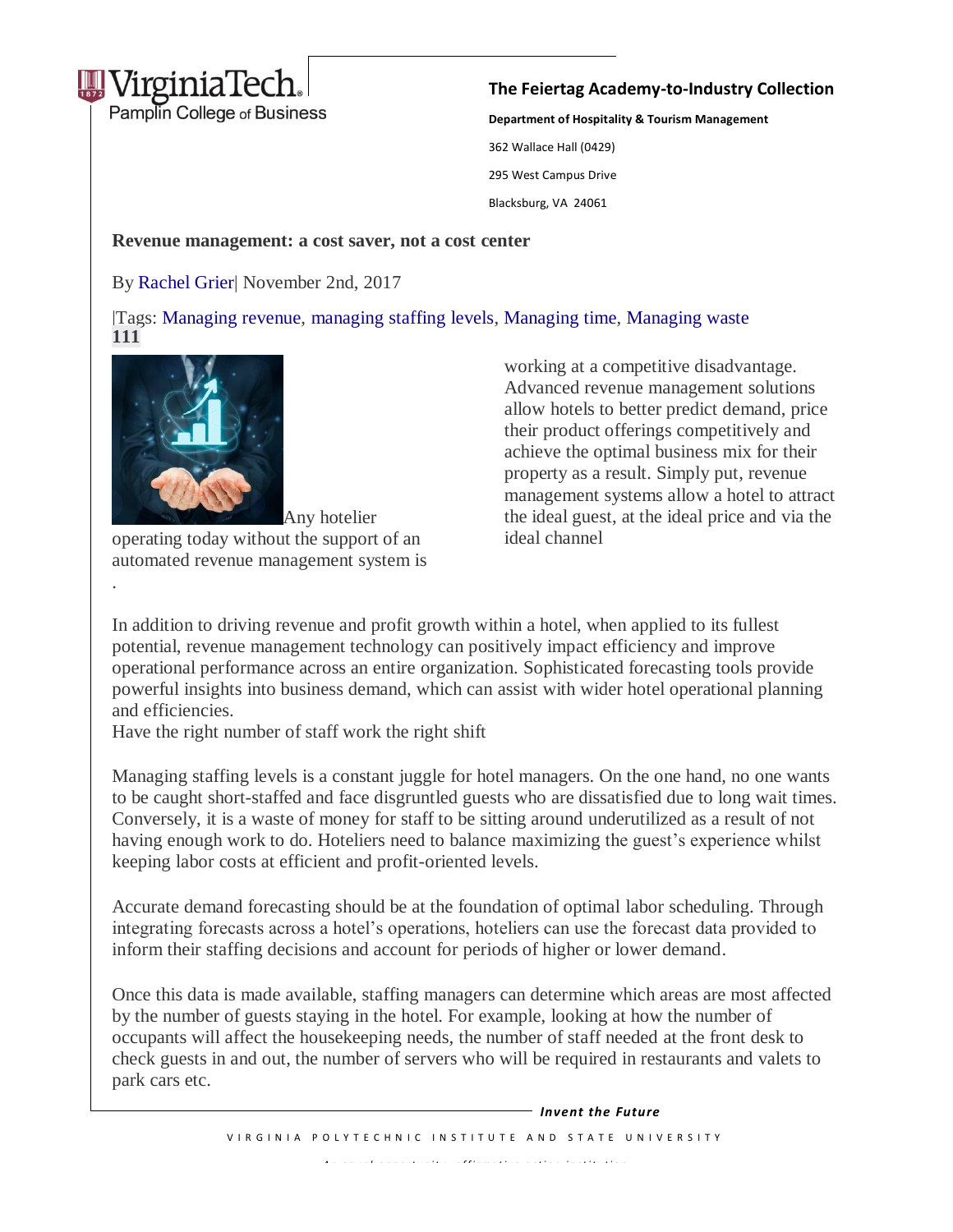**Revenue management: a cost saver, not a cost center**

By Rachel Grier| November 2nd, 2017

|Tags: Managing revenue, managing staffing levels, Managing time, Managing waste
**111**

Any hotelier operating today without the support of an automated revenue management system is working at a competitive disadvantage. Advanced revenue management solutions allow hotels to better predict demand, price their product offerings competitively and achieve the optimal business mix for their property as a result. Simply put, revenue management systems allow a hotel to attract the ideal guest, at the ideal price and via the ideal channel.

In addition to driving revenue and profit growth within a hotel, when applied to its fullest potential, revenue management technology can positively impact efficiency and improve operational performance across an entire organization. Sophisticated forecasting tools provide powerful insights into business demand, which can assist with wider hotel operational planning and efficiencies.

Have the right number of staff work the right shift

Managing staffing levels is a constant juggle for hotel managers. On the one hand, no one wants to be caught short-staffed and face disgruntled guests who are dissatisfied due to long wait times. Conversely, it is a waste of money for staff to be sitting around underutilized as a result of not having enough work to do. Hoteliers need to balance maximizing the guest's experience whilst keeping labor costs at efficient and profit-oriented levels.

Accurate demand forecasting should be at the foundation of optimal labor scheduling. Through integrating forecasts across a hotel's operations, hoteliers can use the forecast data provided to inform their staffing decisions and account for periods of higher or lower demand.

Once this data is made available, staffing managers can determine which areas are most affected by the number of guests staying in the hotel. For example, looking at how the number of occupants will affect the housekeeping needs, the number of staff needed at the front desk to check guests in and out, the number of servers who will be required in restaurants and valets to park cars etc.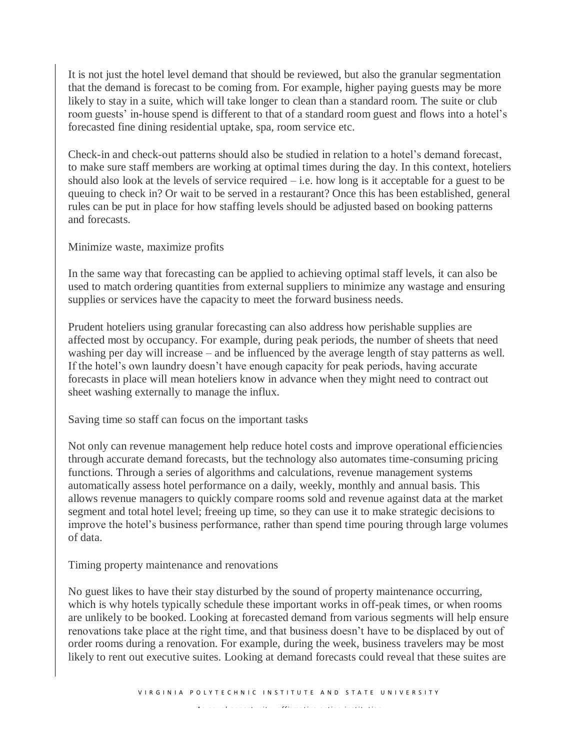It is not just the hotel level demand that should be reviewed, but also the granular segmentation that the demand is forecast to be coming from. For example, higher paying guests may be more likely to stay in a suite, which will take longer to clean than a standard room. The suite or club room guests' in-house spend is different to that of a standard room guest and flows into a hotel's forecasted fine dining residential uptake, spa, room service etc.

Check-in and check-out patterns should also be studied in relation to a hotel's demand forecast, to make sure staff members are working at optimal times during the day. In this context, hoteliers should also look at the levels of service required – i.e. how long is it acceptable for a guest to be queuing to check in? Or wait to be served in a restaurant? Once this has been established, general rules can be put in place for how staffing levels should be adjusted based on booking patterns and forecasts.

## Minimize waste, maximize profits

In the same way that forecasting can be applied to achieving optimal staff levels, it can also be used to match ordering quantities from external suppliers to minimize any wastage and ensuring supplies or services have the capacity to meet the forward business needs.

Prudent hoteliers using granular forecasting can also address how perishable supplies are affected most by occupancy. For example, during peak periods, the number of sheets that need washing per day will increase – and be influenced by the average length of stay patterns as well. If the hotel's own laundry doesn't have enough capacity for peak periods, having accurate forecasts in place will mean hoteliers know in advance when they might need to contract out sheet washing externally to manage the influx.

## Saving time so staff can focus on the important tasks

Not only can revenue management help reduce hotel costs and improve operational efficiencies through accurate demand forecasts, but the technology also automates time-consuming pricing functions. Through a series of algorithms and calculations, revenue management systems automatically assess hotel performance on a daily, weekly, monthly and annual basis. This allows revenue managers to quickly compare rooms sold and revenue against data at the market segment and total hotel level; freeing up time, so they can use it to make strategic decisions to improve the hotel's business performance, rather than spend time pouring through large volumes of data.

## Timing property maintenance and renovations

No guest likes to have their stay disturbed by the sound of property maintenance occurring, which is why hotels typically schedule these important works in off-peak times, or when rooms are unlikely to be booked. Looking at forecasted demand from various segments will help ensure renovations take place at the right time, and that business doesn't have to be displaced by out of order rooms during a renovation. For example, during the week, business travelers may be most likely to rent out executive suites. Looking at demand forecasts could reveal that these suites are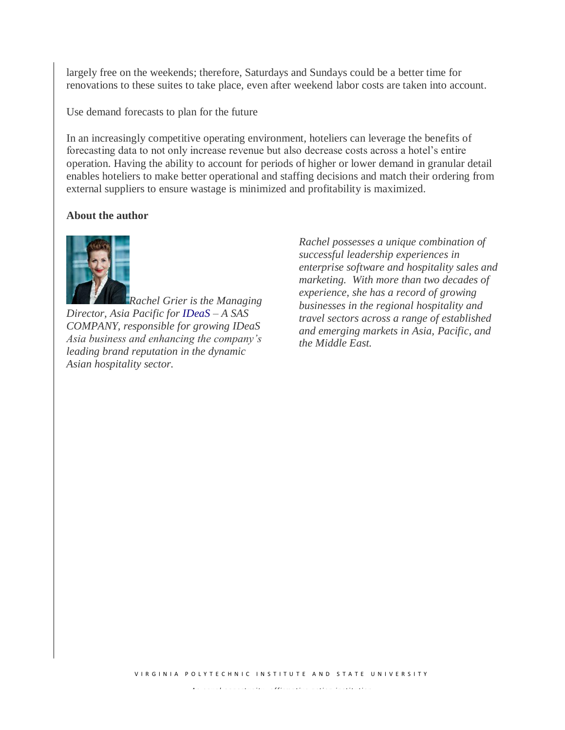largely free on the weekends; therefore, Saturdays and Sundays could be a better time for renovations to these suites to take place, even after weekend labor costs are taken into account.

Use demand forecasts to plan for the future

In an increasingly competitive operating environment, hoteliers can leverage the benefits of forecasting data to not only increase revenue but also decrease costs across a hotel's entire operation. Having the ability to account for periods of higher or lower demand in granular detail enables hoteliers to make better operational and staffing decisions and match their ordering from external suppliers to ensure wastage is minimized and profitability is maximized.

**About the author**

*Rachel Grier is the Managing Director, Asia Pacific for IDeaS – A SAS COMPANY, responsible for growing IDeaS Asia business and enhancing the company's leading brand reputation in the dynamic Asian hospitality sector.*

*Rachel possesses a unique combination of successful leadership experiences in enterprise software and hospitality sales and marketing. With more than two decades of experience, she has a record of growing businesses in the regional hospitality and travel sectors across a range of established and emerging markets in Asia, Pacific, and the Middle East.*